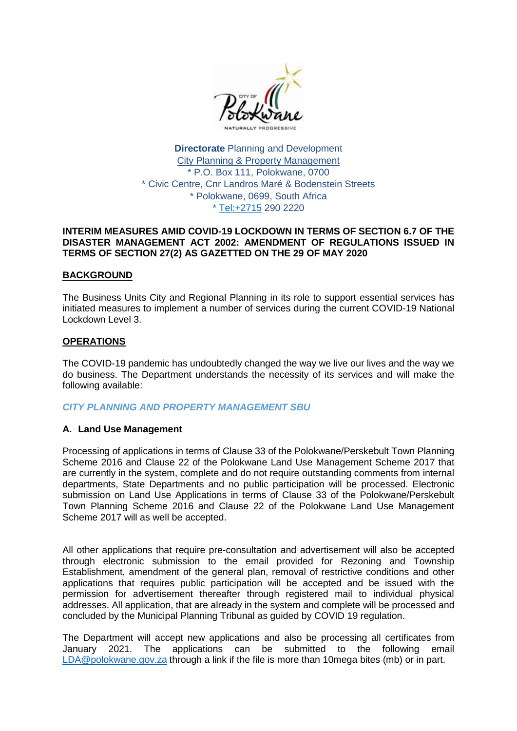**Directorate** Planning and Development
City Planning & Property Management
* P.O. Box 111, Polokwane, 0700
* Civic Centre, Cnr Landros Maré & Bodenstein Streets
* Polokwane, 0699, South Africa
* Tel:+2715 290 2220

**INTERIM MEASURES AMID COVID-19 LOCKDOWN IN TERMS OF SECTION 6.7 OF THE DISASTER MANAGEMENT ACT 2002: AMENDMENT OF REGULATIONS ISSUED IN TERMS OF SECTION 27(2) AS GAZETTED ON THE 29 OF MAY 2020**

## BACKGROUND

The Business Units City and Regional Planning in its role to support essential services has initiated measures to implement a number of services during the current COVID-19 National Lockdown Level 3.

## OPERATIONS

The COVID-19 pandemic has undoubtedly changed the way we live our lives and the way we do business. The Department understands the necessity of its services and will make the following available:

### *CITY PLANNING AND PROPERTY MANAGEMENT SBU*

**A. Land Use Management**

Processing of applications in terms of Clause 33 of the Polokwane/Perskebult Town Planning Scheme 2016 and Clause 22 of the Polokwane Land Use Management Scheme 2017 that are currently in the system, complete and do not require outstanding comments from internal departments, State Departments and no public participation will be processed. Electronic submission on Land Use Applications in terms of Clause 33 of the Polokwane/Perskebult Town Planning Scheme 2016 and Clause 22 of the Polokwane Land Use Management Scheme 2017 will as well be accepted.

All other applications that require pre-consultation and advertisement will also be accepted through electronic submission to the email provided for Rezoning and Township Establishment, amendment of the general plan, removal of restrictive conditions and other applications that requires public participation will be accepted and be issued with the permission for advertisement thereafter through registered mail to individual physical addresses. All application, that are already in the system and complete will be processed and concluded by the Municipal Planning Tribunal as guided by COVID 19 regulation.

The Department will accept new applications and also be processing all certificates from January 2021. The applications can be submitted to the following email LDA@polokwane.gov.za through a link if the file is more than 10mega bites (mb) or in part.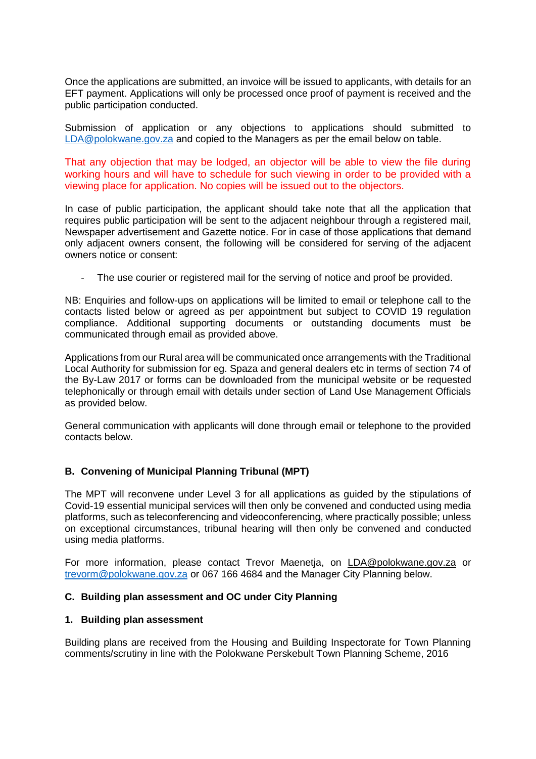Once the applications are submitted, an invoice will be issued to applicants, with details for an EFT payment. Applications will only be processed once proof of payment is received and the public participation conducted.

Submission of application or any objections to applications should submitted to LDA@polokwane.gov.za and copied to the Managers as per the email below on table.

That any objection that may be lodged, an objector will be able to view the file during working hours and will have to schedule for such viewing in order to be provided with a viewing place for application. No copies will be issued out to the objectors.

In case of public participation, the applicant should take note that all the application that requires public participation will be sent to the adjacent neighbour through a registered mail, Newspaper advertisement and Gazette notice. For in case of those applications that demand only adjacent owners consent, the following will be considered for serving of the adjacent owners notice or consent:

- The use courier or registered mail for the serving of notice and proof be provided.

NB: Enquiries and follow-ups on applications will be limited to email or telephone call to the contacts listed below or agreed as per appointment but subject to COVID 19 regulation compliance. Additional supporting documents or outstanding documents must be communicated through email as provided above.

Applications from our Rural area will be communicated once arrangements with the Traditional Local Authority for submission for eg. Spaza and general dealers etc in terms of section 74 of the By-Law 2017 or forms can be downloaded from the municipal website or be requested telephonically or through email with details under section of Land Use Management Officials as provided below.

General communication with applicants will done through email or telephone to the provided contacts below.

## B. Convening of Municipal Planning Tribunal (MPT)

The MPT will reconvene under Level 3 for all applications as guided by the stipulations of Covid-19 essential municipal services will then only be convened and conducted using media platforms, such as teleconferencing and videoconferencing, where practically possible; unless on exceptional circumstances, tribunal hearing will then only be convened and conducted using media platforms.

For more information, please contact Trevor Maenetja, on LDA@polokwane.gov.za or trevorm@polokwane.gov.za or 067 166 4684 and the Manager City Planning below.

## C. Building plan assessment and OC under City Planning

### 1. Building plan assessment

Building plans are received from the Housing and Building Inspectorate for Town Planning comments/scrutiny in line with the Polokwane Perskebult Town Planning Scheme, 2016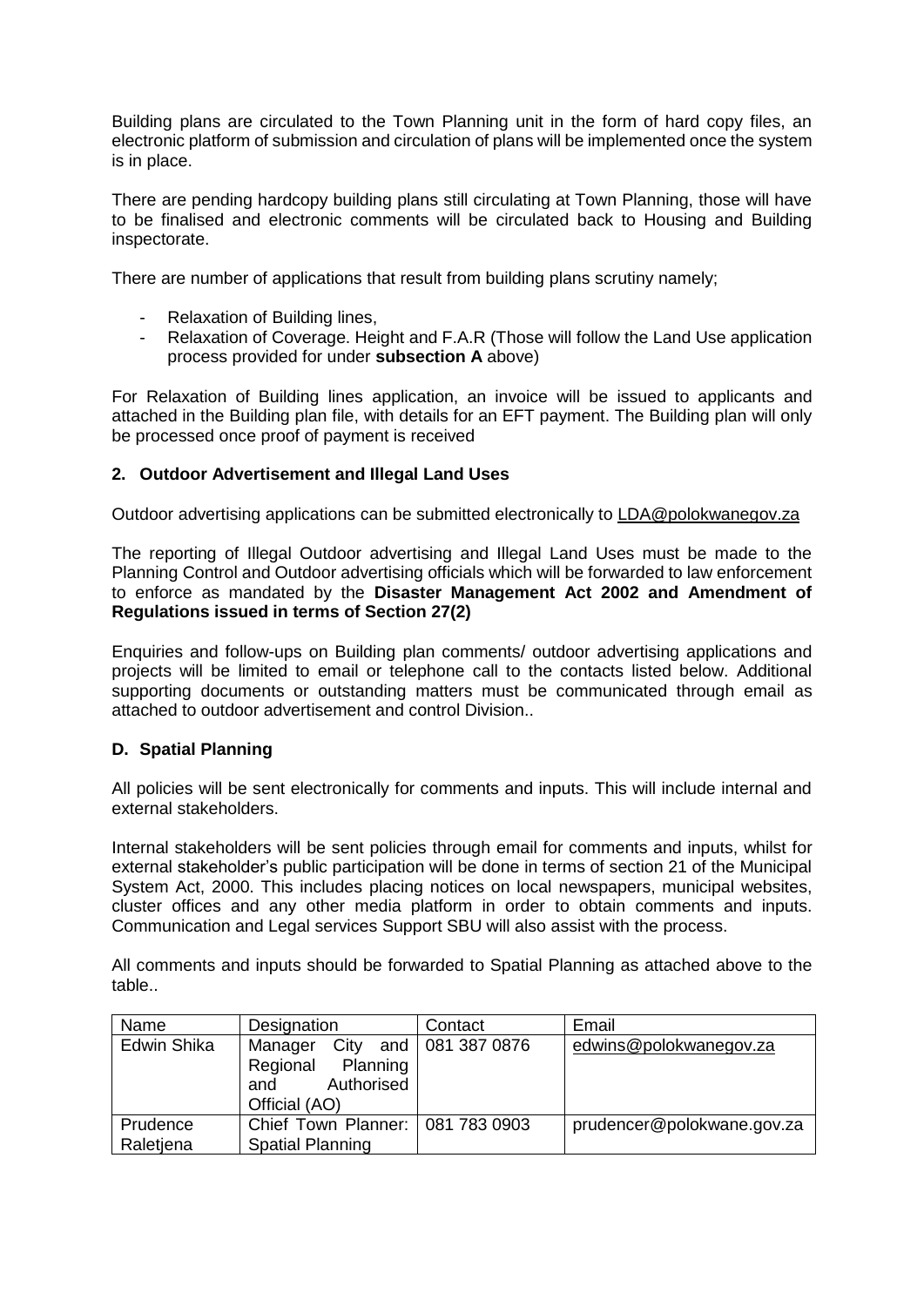Building plans are circulated to the Town Planning unit in the form of hard copy files, an electronic platform of submission and circulation of plans will be implemented once the system is in place.

There are pending hardcopy building plans still circulating at Town Planning, those will have to be finalised and electronic comments will be circulated back to Housing and Building inspectorate.

There are number of applications that result from building plans scrutiny namely;

- Relaxation of Building lines,
- Relaxation of Coverage. Height and F.A.R (Those will follow the Land Use application process provided for under **subsection A** above)

For Relaxation of Building lines application, an invoice will be issued to applicants and attached in the Building plan file, with details for an EFT payment. The Building plan will only be processed once proof of payment is received

### 2. Outdoor Advertisement and Illegal Land Uses

Outdoor advertising applications can be submitted electronically to LDA@polokwanegov.za

The reporting of Illegal Outdoor advertising and Illegal Land Uses must be made to the Planning Control and Outdoor advertising officials which will be forwarded to law enforcement to enforce as mandated by the **Disaster Management Act 2002 and Amendment of Regulations issued in terms of Section 27(2)**

Enquiries and follow-ups on Building plan comments/ outdoor advertising applications and projects will be limited to email or telephone call to the contacts listed below. Additional supporting documents or outstanding matters must be communicated through email as attached to outdoor advertisement and control Division..

## D. Spatial Planning

All policies will be sent electronically for comments and inputs. This will include internal and external stakeholders.

Internal stakeholders will be sent policies through email for comments and inputs, whilst for external stakeholder's public participation will be done in terms of section 21 of the Municipal System Act, 2000. This includes placing notices on local newspapers, municipal websites, cluster offices and any other media platform in order to obtain comments and inputs. Communication and Legal services Support SBU will also assist with the process.

All comments and inputs should be forwarded to Spatial Planning as attached above to the table..

| Name | Designation | Contact | Email |
|---|---|---|---|
| Edwin Shika | Manager City and Regional Planning and Authorised Official (AO) | 081 387 0876 | edwins@polokwanegov.za |
| Prudence Raletjena | Chief Town Planner: Spatial Planning | 081 783 0903 | prudencer@polokwane.gov.za |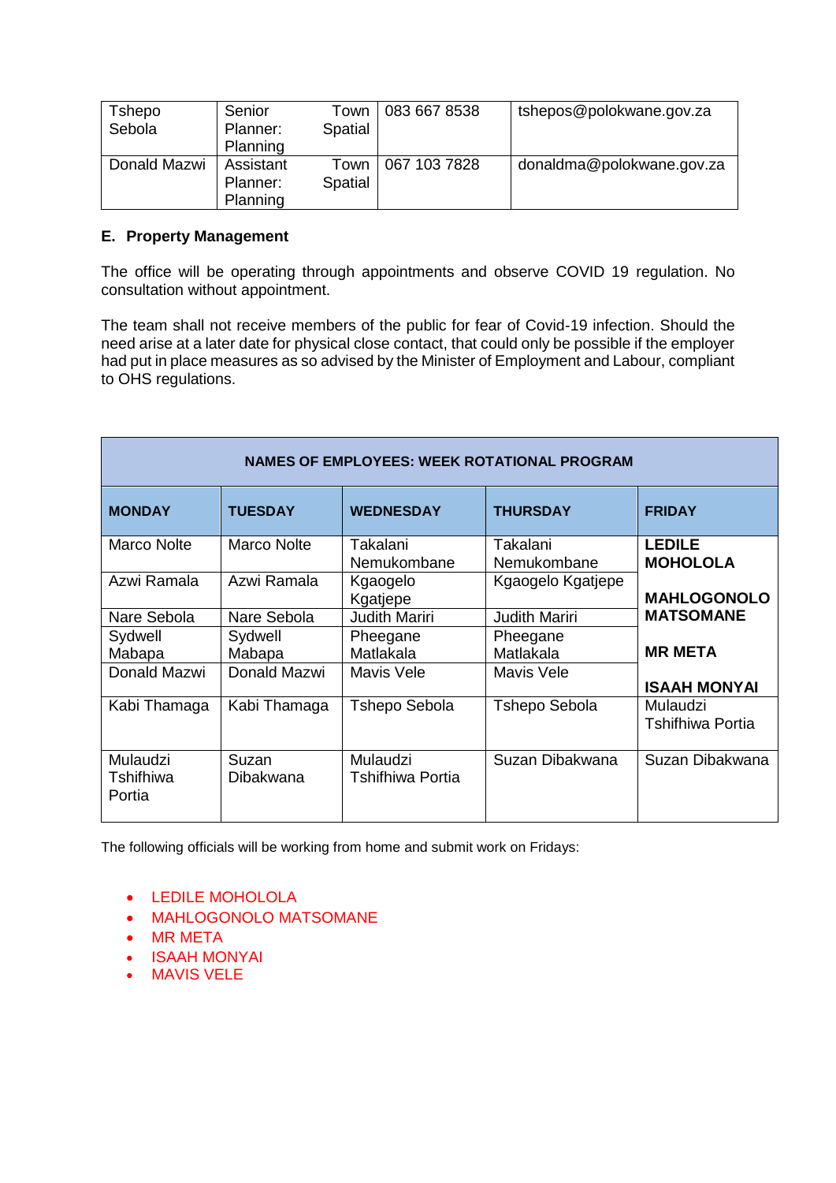| Tshepo Sebola | Senior Town Planner: Spatial Planning | 083 667 8538 | tsheposs@polokwane.gov.za |
|---|---|---|---|
| Donald Mazwi | Assistant Town Planner: Spatial Planning | 067 103 7828 | donaldma@polokwane.gov.za |

## E. Property Management

The office will be operating through appointments and observe COVID 19 regulation. No consultation without appointment.

The team shall not receive members of the public for fear of Covid-19 infection. Should the need arise at a later date for physical close contact, that could only be possible if the employer had put in place measures as so advised by the Minister of Employment and Labour, compliant to OHS regulations.

| NAMES OF EMPLOYEES: WEEK ROTATIONAL PROGRAM | | | | |
|---|---|---|---|---|
| **MONDAY** | **TUESDAY** | **WEDNESDAY** | **THURSDAY** | **FRIDAY** |
| Marco Nolte | Marco Nolte | Takalani Nemukombane | Takalani Nemukombane | **LEDILE MOHOLOLA** **MAHLOGONOLO MATSOMANE** **MR META** **ISAAH MONYAI** |
| Azwi Ramala | Azwi Ramala | Kgaogelo Kgatjepe | Kgaogelo Kgatjepe | |
| Nare Sebola | Nare Sebola | Judith Mariri | Judith Mariri | |
| Sydwell Mabapa | Sydwell Mabapa | Pheegane Matlakala | Pheegane Matlakala | |
| Donald Mazwi | Donald Mazwi | Mavis Vele | Mavis Vele | |
| Kabi Thamaga | Kabi Thamaga | Tshepo Sebola | Tshepo Sebola | Mulaudzi Tshifhiwa Portia |
| Mulaudzi Tshifhiwa Portia | Suzan Dibakwana | Mulaudzi Tshifhiwa Portia | Suzan Dibakwana | Suzan Dibakwana |

The following officials will be working from home and submit work on Fridays:

- LEDILE MOHOLOLA
- MAHLOGONOLO MATSOMANE
- MR META
- ISAAH MONYAI
- MAVIS VELE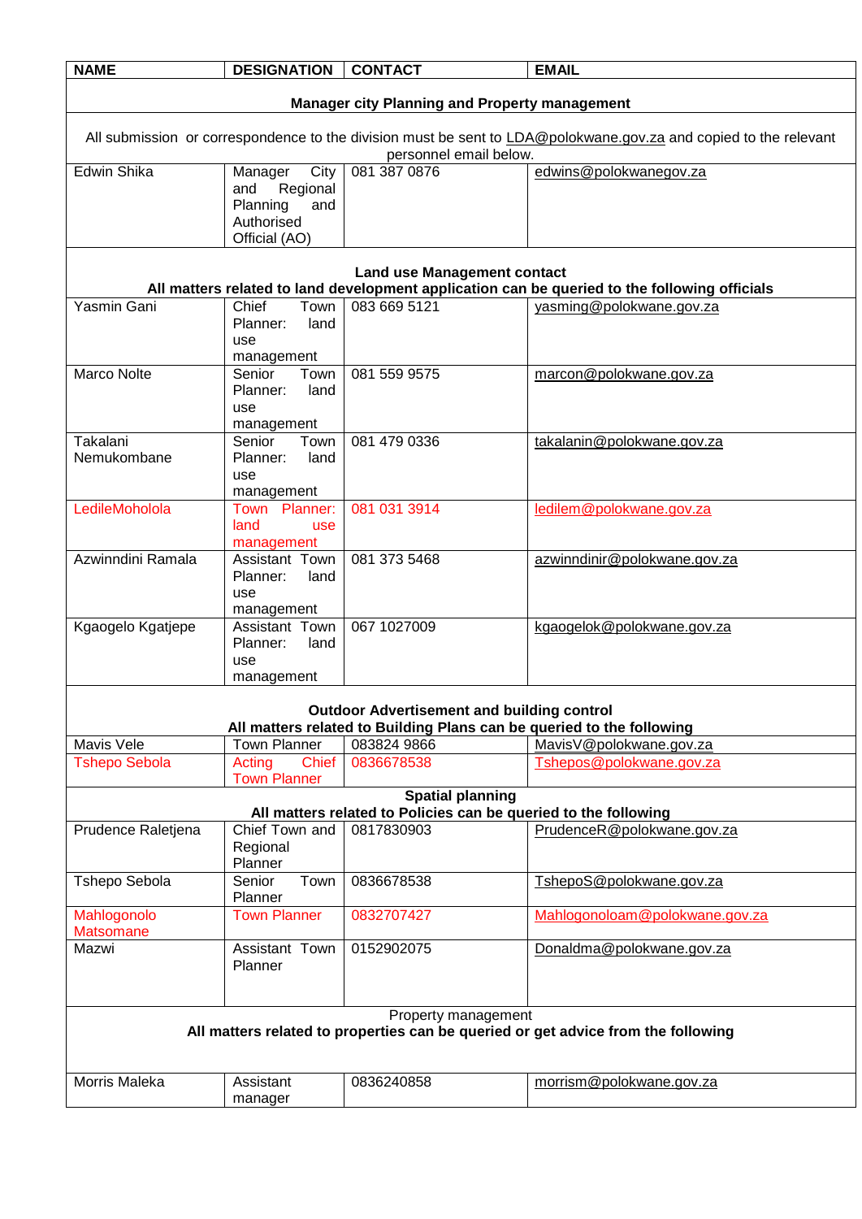| NAME | DESIGNATION | CONTACT | EMAIL |
|---|---|---|---|
| **Manager city Planning and Property management** | | | |
| All submission or correspondence to the division must be sent to LDA@polokwane.gov.za and copied to the relevant personnel email below. | | | |
| Edwin Shika | Manager City and Regional Planning and Authorised Official (AO) | 081 387 0876 | edwins@polokwanegov.za |
| **Land use Management contact**<br>**All matters related to land development application can be queried to the following officials** | | | |
| Yasmin Gani | Chief Town Planner: land use management | 083 669 5121 | yasming@polokwane.gov.za |
| Marco Nolte | Senior Town Planner: land use management | 081 559 9575 | marcon@polokwane.gov.za |
| Takalani Nemukombane | Senior Town Planner: land use management | 081 479 0336 | takalanin@polokwane.gov.za |
| LedileMoholola | Town Planner: land use management | 081 031 3914 | ledilem@polokwane.gov.za |
| Azwinndini Ramala | Assistant Town Planner: land use management | 081 373 5468 | azwinndinir@polokwane.gov.za |
| Kgaogelo Kgatjepe | Assistant Town Planner: land use management | 067 1027009 | kgaogelok@polokwane.gov.za |
| **Outdoor Advertisement and building control**<br>**All matters related to Building Plans can be queried to the following** | | | |
| Mavis Vele | Town Planner | 083824 9866 | MavisV@polokwane.gov.za |
| Tshepo Sebola | Acting Chief Town Planner | 0836678538 | Tshepos@polokwane.gov.za |
| **Spatial planning**<br>**All matters related to Policies can be queried to the following** | | | |
| Prudence Raletjena | Chief Town and Regional Planner | 0817830903 | PrudenceR@polokwane.gov.za |
| Tshepo Sebola | Senior Town Planner | 0836678538 | TshepoS@polokwane.gov.za |
| Mahlogonolo Matsomane | Town Planner | 0832707427 | Mahlogonoloam@polokwane.gov.za |
| Mazwi | Assistant Town Planner | 0152902075 | Donaldma@polokwane.gov.za |
| Property management<br>**All matters related to properties can be queried or get advice from the following** | | | |
| Morris Maleka | Assistant manager | 0836240858 | morrism@polokwane.gov.za |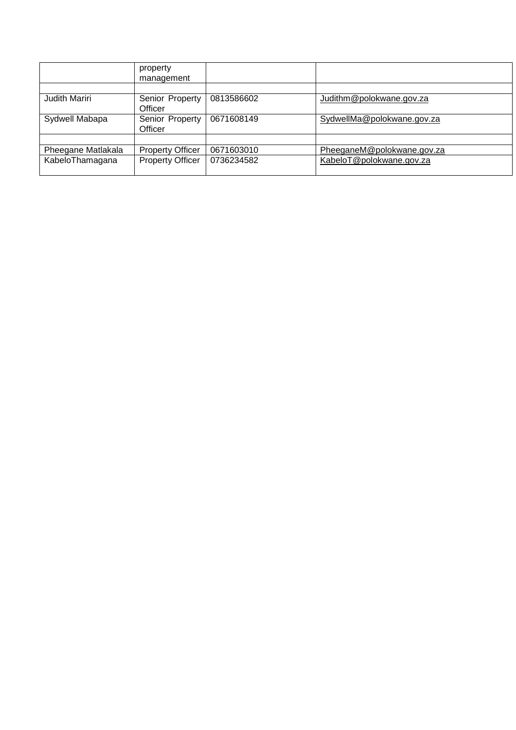| | | | |
|---|---|---|---|
| | property management | | |
| | | | |
| Judith Mariri | Senior Property Officer | 0813586602 | Judithm@polokwane.gov.za |
| Sydwell Mabapa | Senior Property Officer | 0671608149 | SydwellMa@polokwane.gov.za |
| | | | |
| Pheegane Matlakala | Property Officer | 0671603010 | PheeganeM@polokwane.gov.za |
| KabeloThamagana | Property Officer | 0736234582 | KabeloT@polokwane.gov.za |